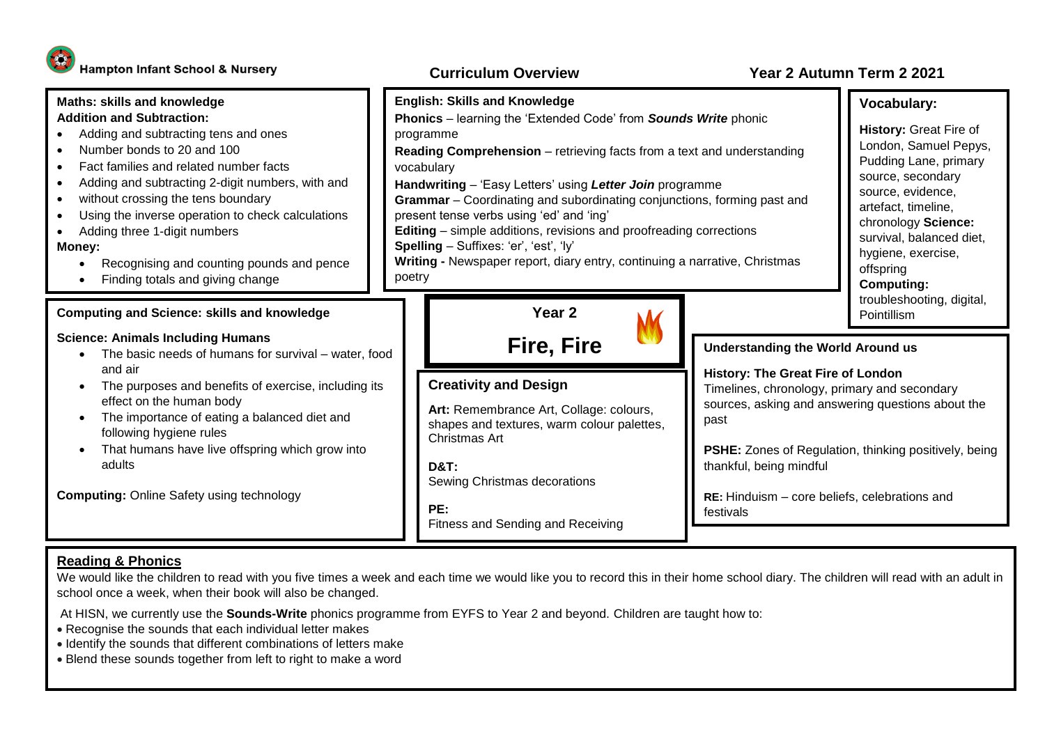# Hampton Infant School & Nursery

## Curriculum Overview

## Year 2 Autumn Term 2 2021

### Maths: skills and knowledge

**Addition and Subtraction:**

- Adding and subtracting tens and ones
- Number bonds to 20 and 100
- Fact families and related number facts
- Adding and subtracting 2-digit numbers, with and
- without crossing the tens boundary
- Using the inverse operation to check calculations
- Adding three 1-digit numbers

**Money:**

- Recognising and counting pounds and pence
- Finding totals and giving change

### English: Skills and Knowledge

**Phonics** – learning the 'Extended Code' from ***Sounds Write*** phonic programme

**Reading Comprehension** – retrieving facts from a text and understanding vocabulary

**Handwriting** – 'Easy Letters' using ***Letter Join*** programme

**Grammar** – Coordinating and subordinating conjunctions, forming past and present tense verbs using 'ed' and 'ing'

**Editing** – simple additions, revisions and proofreading corrections

**Spelling** – Suffixes: 'er', 'est', 'ly'

**Writing -** Newspaper report, diary entry, continuing a narrative, Christmas poetry

### Vocabulary:

**History:** Great Fire of London, Samuel Pepys, Pudding Lane, primary source, secondary source, evidence, artefact, timeline, chronology **Science:** survival, balanced diet, hygiene, exercise, offspring

**Computing:** troubleshooting, digital, Pointillism

### Computing and Science: skills and knowledge

**Science: Animals Including Humans**

- The basic needs of humans for survival – water, food and air
- The purposes and benefits of exercise, including its effect on the human body
- The importance of eating a balanced diet and following hygiene rules
- That humans have live offspring which grow into adults

**Computing:** Online Safety using technology

### Year 2

## Fire, Fire

### Creativity and Design

**Art:** Remembrance Art, Collage: colours, shapes and textures, warm colour palettes, Christmas Art

**D&T:**
Sewing Christmas decorations

**PE:**
Fitness and Sending and Receiving

### Understanding the World Around us

**History: The Great Fire of London**
Timelines, chronology, primary and secondary sources, asking and answering questions about the past

**PSHE:** Zones of Regulation, thinking positively, being thankful, being mindful

**RE:** Hinduism – core beliefs, celebrations and festivals

### Reading & Phonics

We would like the children to read with you five times a week and each time we would like you to record this in their home school diary. The children will read with an adult in school once a week, when their book will also be changed.

At HISN, we currently use the **Sounds-Write** phonics programme from EYFS to Year 2 and beyond. Children are taught how to:

- Recognise the sounds that each individual letter makes
- Identify the sounds that different combinations of letters make
- Blend these sounds together from left to right to make a word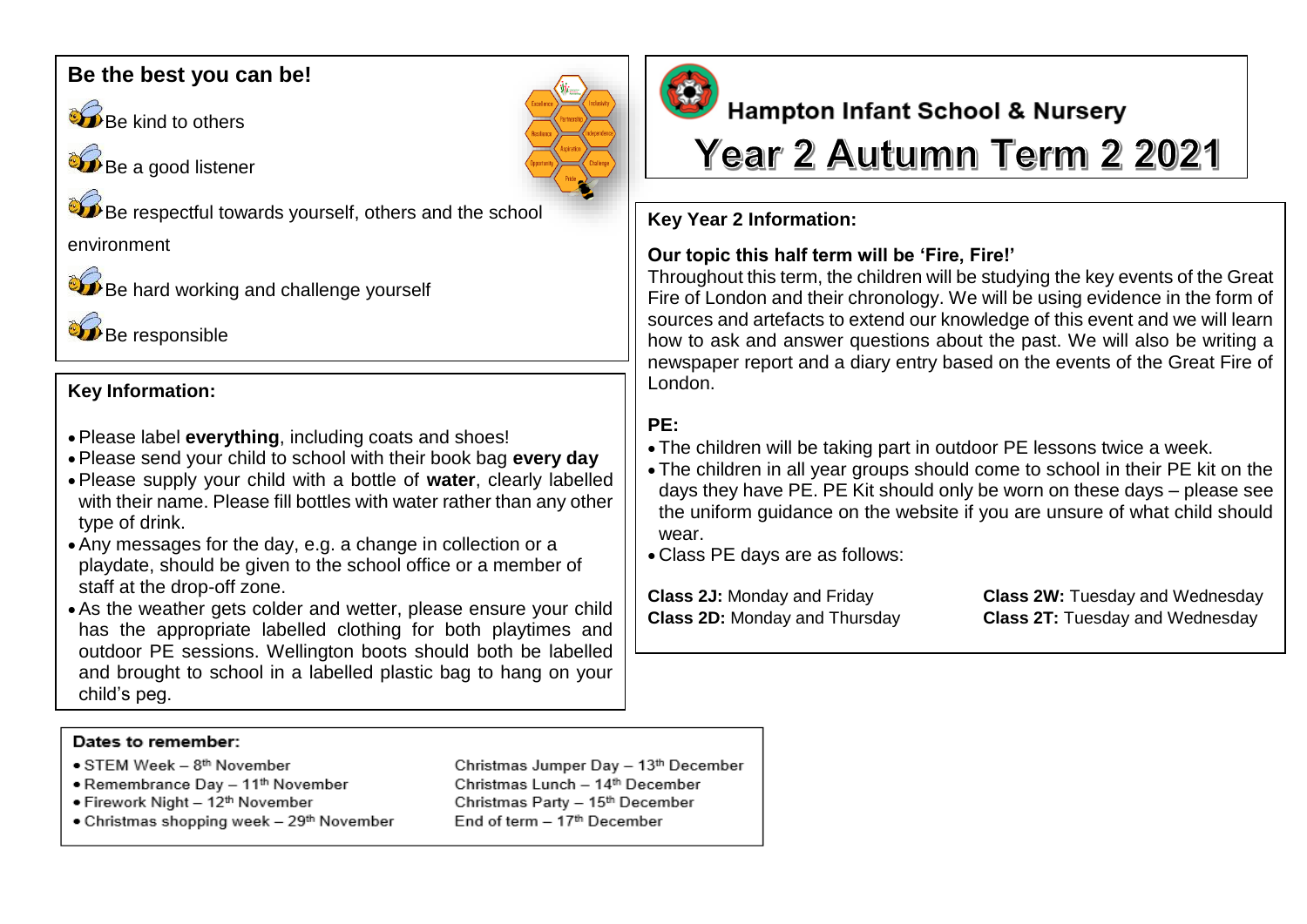# Hampton Infant School & Nursery

# Year 2 Autumn Term 2 2021

## Be the best you can be!

- Be kind to others
- Be a good listener
- Be respectful towards yourself, others and the school environment
- Be hard working and challenge yourself
- Be responsible

Excellence, Inclusivity, Partnership, Resilience, Independence, Aspiration, Opportunity, Challenge, Pride

## Key Information:

- Please label **everything**, including coats and shoes!
- Please send your child to school with their book bag **every day**
- Please supply your child with a bottle of **water**, clearly labelled with their name. Please fill bottles with water rather than any other type of drink.
- Any messages for the day, e.g. a change in collection or a playdate, should be given to the school office or a member of staff at the drop-off zone.
- As the weather gets colder and wetter, please ensure your child has the appropriate labelled clothing for both playtimes and outdoor PE sessions. Wellington boots should both be labelled and brought to school in a labelled plastic bag to hang on your child's peg.

## Key Year 2 Information:

**Our topic this half term will be 'Fire, Fire!'**

Throughout this term, the children will be studying the key events of the Great Fire of London and their chronology. We will be using evidence in the form of sources and artefacts to extend our knowledge of this event and we will learn how to ask and answer questions about the past. We will also be writing a newspaper report and a diary entry based on the events of the Great Fire of London.

**PE:**

- The children will be taking part in outdoor PE lessons twice a week.
- The children in all year groups should come to school in their PE kit on the days they have PE. PE Kit should only be worn on these days – please see the uniform guidance on the website if you are unsure of what child should wear.
- Class PE days are as follows:

**Class 2J:** Monday and Friday
**Class 2D:** Monday and Thursday
**Class 2W:** Tuesday and Wednesday
**Class 2T:** Tuesday and Wednesday

## Dates to remember:

- STEM Week – 8th November
- Remembrance Day – 11th November
- Firework Night – 12th November
- Christmas shopping week – 29th November
- Christmas Jumper Day – 13th December
- Christmas Lunch – 14th December
- Christmas Party – 15th December
- End of term – 17th December